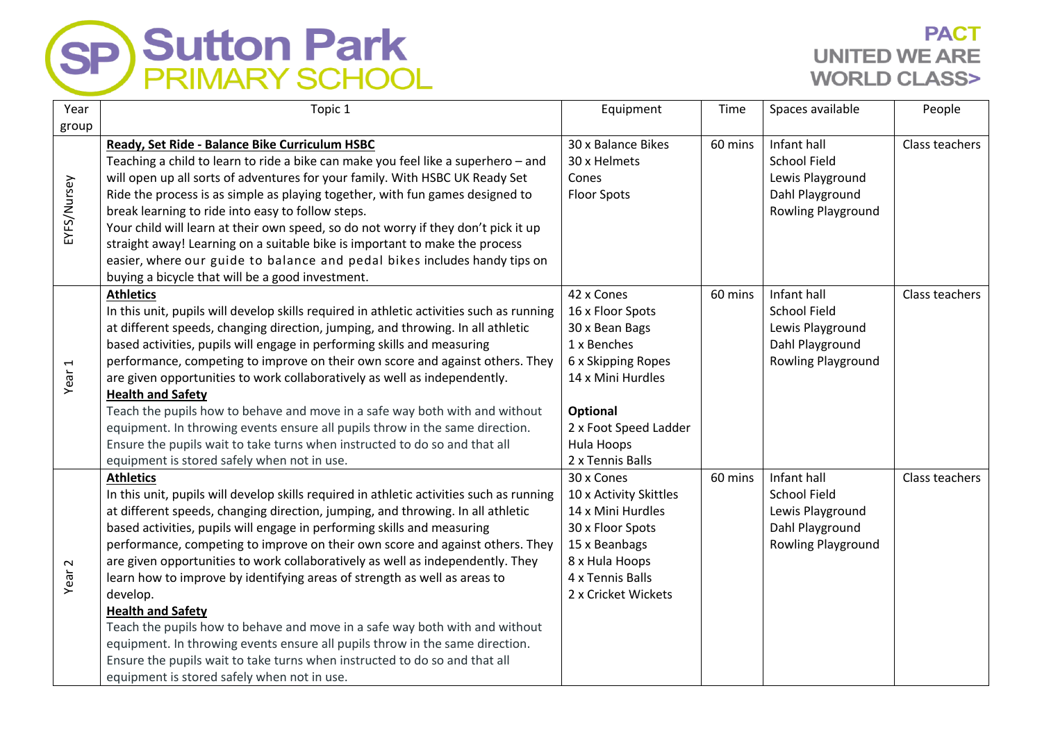# Sutton Park PRIMARY SCHOOL

**PACT**
**UNITED WE ARE WORLD CLASS>**

| Year group | Topic 1 | Equipment | Time | Spaces available | People |
|---|---|---|---|---|---|
| EYFS/Nursey | **Ready, Set Ride - Balance Bike Curriculum HSBC**<br>Teaching a child to learn to ride a bike can make you feel like a superhero – and will open up all sorts of adventures for your family. With HSBC UK Ready Set Ride the process is as simple as playing together, with fun games designed to break learning to ride into easy to follow steps.<br>Your child will learn at their own speed, so do not worry if they don't pick it up straight away! Learning on a suitable bike is important to make the process easier, where our guide to balance and pedal bikes includes handy tips on buying a bicycle that will be a good investment. | 30 x Balance Bikes<br>30 x Helmets<br>Cones<br>Floor Spots | 60 mins | Infant hall<br>School Field<br>Lewis Playground<br>Dahl Playground<br>Rowling Playground | Class teachers |
| Year 1 | **Athletics**<br>In this unit, pupils will develop skills required in athletic activities such as running at different speeds, changing direction, jumping, and throwing. In all athletic based activities, pupils will engage in performing skills and measuring performance, competing to improve on their own score and against others. They are given opportunities to work collaboratively as well as independently.<br>**Health and Safety**<br>Teach the pupils how to behave and move in a safe way both with and without equipment. In throwing events ensure all pupils throw in the same direction. Ensure the pupils wait to take turns when instructed to do so and that all equipment is stored safely when not in use. | 42 x Cones<br>16 x Floor Spots<br>30 x Bean Bags<br>1 x Benches<br>6 x Skipping Ropes<br>14 x Mini Hurdles<br><br>**Optional**<br>2 x Foot Speed Ladder<br>Hula Hoops<br>2 x Tennis Balls | 60 mins | Infant hall<br>School Field<br>Lewis Playground<br>Dahl Playground<br>Rowling Playground | Class teachers |
| Year 2 | **Athletics**<br>In this unit, pupils will develop skills required in athletic activities such as running at different speeds, changing direction, jumping, and throwing. In all athletic based activities, pupils will engage in performing skills and measuring performance, competing to improve on their own score and against others. They are given opportunities to work collaboratively as well as independently. They learn how to improve by identifying areas of strength as well as areas to develop.<br>**Health and Safety**<br>Teach the pupils how to behave and move in a safe way both with and without equipment. In throwing events ensure all pupils throw in the same direction. Ensure the pupils wait to take turns when instructed to do so and that all equipment is stored safely when not in use. | 30 x Cones<br>10 x Activity Skittles<br>14 x Mini Hurdles<br>30 x Floor Spots<br>15 x Beanbags<br>8 x Hula Hoops<br>4 x Tennis Balls<br>2 x Cricket Wickets | 60 mins | Infant hall<br>School Field<br>Lewis Playground<br>Dahl Playground<br>Rowling Playground | Class teachers |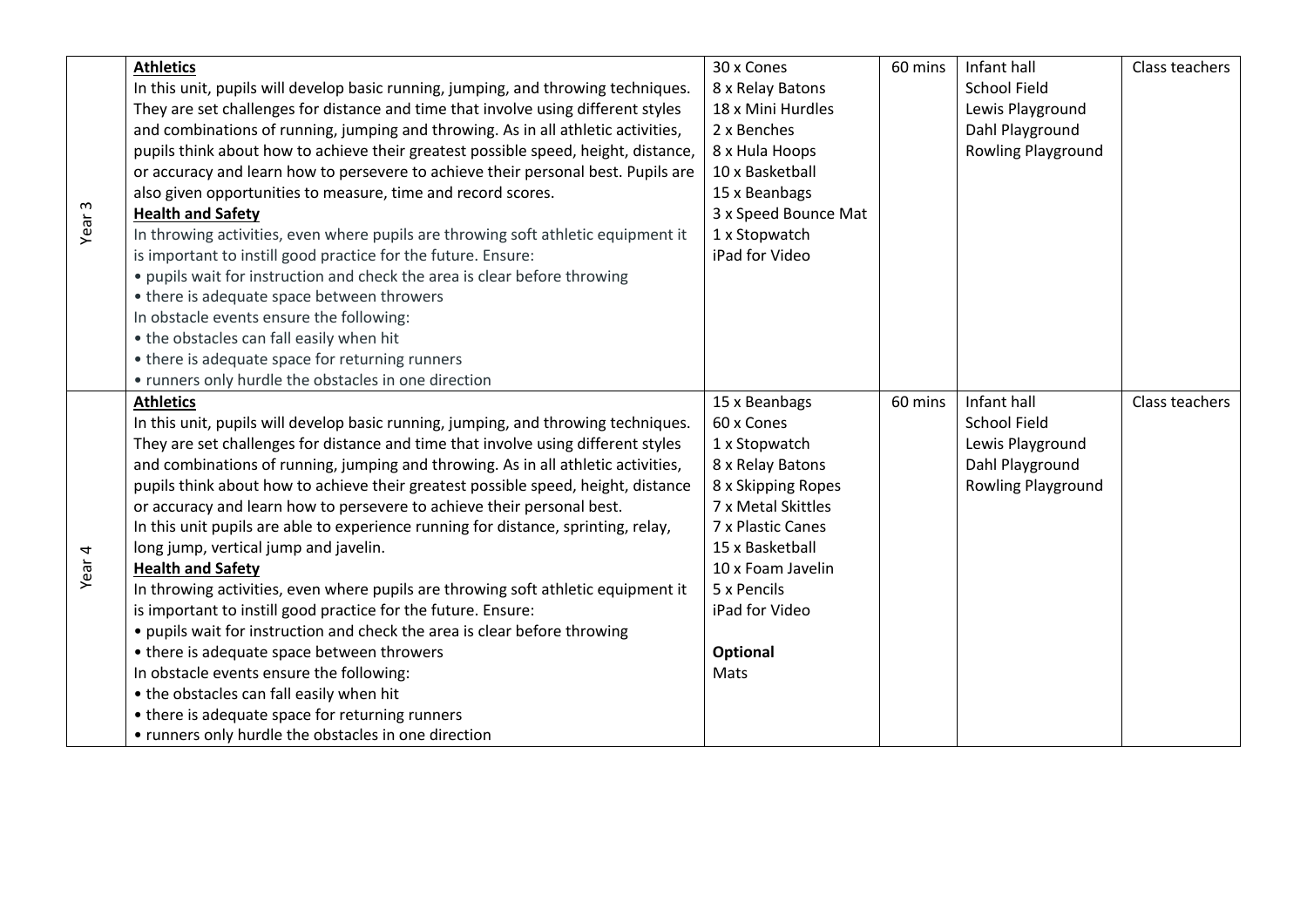| | | | | | |
|---|---|---|---|---|---|
| Year 3 | **Athletics**<br>In this unit, pupils will develop basic running, jumping, and throwing techniques. They are set challenges for distance and time that involve using different styles and combinations of running, jumping and throwing. As in all athletic activities, pupils think about how to achieve their greatest possible speed, height, distance, or accuracy and learn how to persevere to achieve their personal best. Pupils are also given opportunities to measure, time and record scores.<br>**Health and Safety**<br>In throwing activities, even where pupils are throwing soft athletic equipment it is important to instill good practice for the future. Ensure:<br>• pupils wait for instruction and check the area is clear before throwing<br>• there is adequate space between throwers<br>In obstacle events ensure the following:<br>• the obstacles can fall easily when hit<br>• there is adequate space for returning runners<br>• runners only hurdle the obstacles in one direction | 30 x Cones<br>8 x Relay Batons<br>18 x Mini Hurdles<br>2 x Benches<br>8 x Hula Hoops<br>10 x Basketball<br>15 x Beanbags<br>3 x Speed Bounce Mat<br>1 x Stopwatch<br>iPad for Video | 60 mins | Infant hall<br>School Field<br>Lewis Playground<br>Dahl Playground<br>Rowling Playground | Class teachers |
| Year 4 | **Athletics**<br>In this unit, pupils will develop basic running, jumping, and throwing techniques. They are set challenges for distance and time that involve using different styles and combinations of running, jumping and throwing. As in all athletic activities, pupils think about how to achieve their greatest possible speed, height, distance or accuracy and learn how to persevere to achieve their personal best.<br>In this unit pupils are able to experience running for distance, sprinting, relay, long jump, vertical jump and javelin.<br>**Health and Safety**<br>In throwing activities, even where pupils are throwing soft athletic equipment it is important to instill good practice for the future. Ensure:<br>• pupils wait for instruction and check the area is clear before throwing<br>• there is adequate space between throwers<br>In obstacle events ensure the following:<br>• the obstacles can fall easily when hit<br>• there is adequate space for returning runners<br>• runners only hurdle the obstacles in one direction | 15 x Beanbags<br>60 x Cones<br>1 x Stopwatch<br>8 x Relay Batons<br>8 x Skipping Ropes<br>7 x Metal Skittles<br>7 x Plastic Canes<br>15 x Basketball<br>10 x Foam Javelin<br>5 x Pencils<br>iPad for Video<br><br>**Optional**<br>Mats | 60 mins | Infant hall<br>School Field<br>Lewis Playground<br>Dahl Playground<br>Rowling Playground | Class teachers |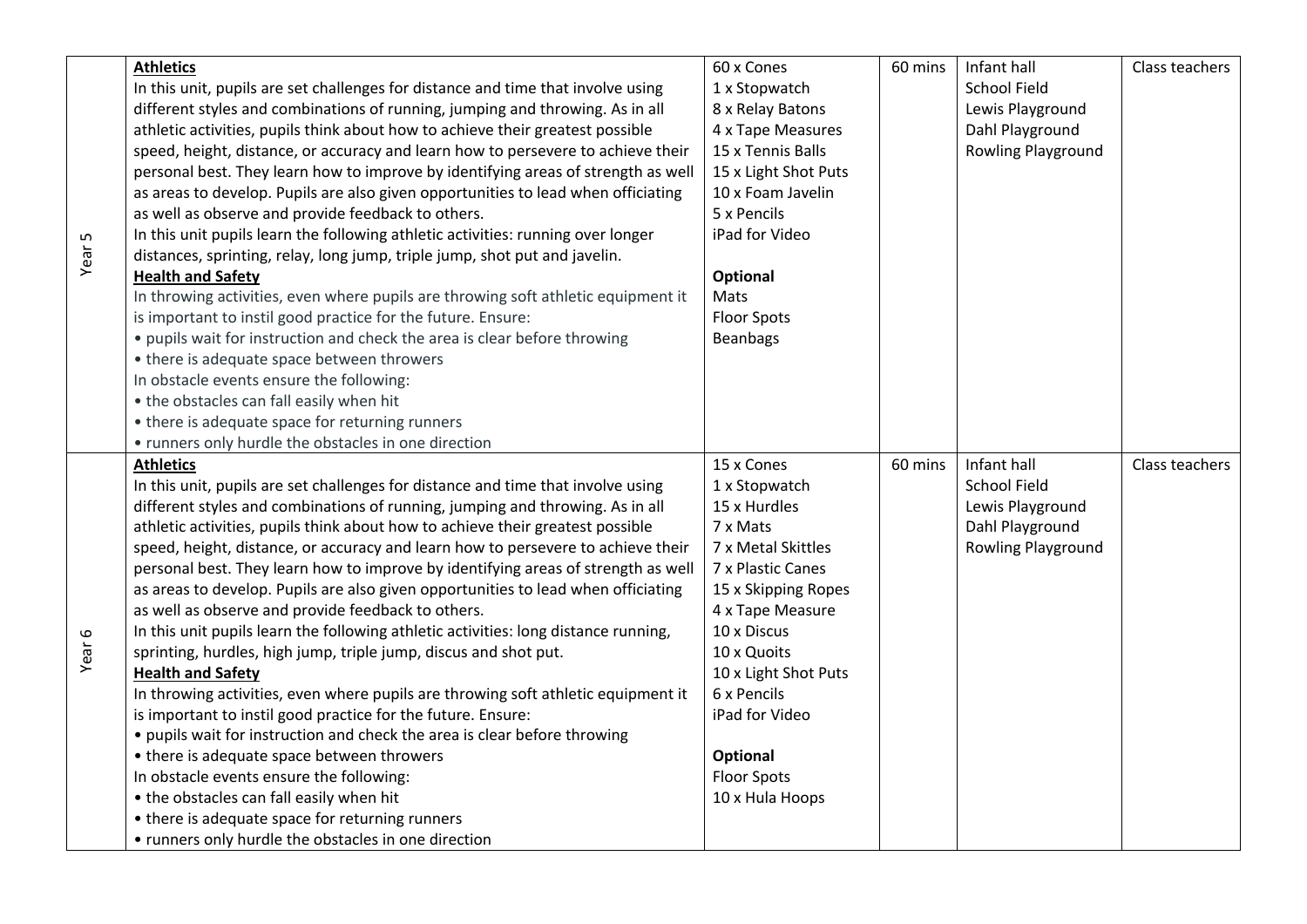| | | | | | |
|---|---|---|---|---|---|
| Year 5 | **Athletics**<br>In this unit, pupils are set challenges for distance and time that involve using different styles and combinations of running, jumping and throwing. As in all athletic activities, pupils think about how to achieve their greatest possible speed, height, distance, or accuracy and learn how to persevere to achieve their personal best. They learn how to improve by identifying areas of strength as well as areas to develop. Pupils are also given opportunities to lead when officiating as well as observe and provide feedback to others.<br>In this unit pupils learn the following athletic activities: running over longer distances, sprinting, relay, long jump, triple jump, shot put and javelin.<br>**Health and Safety**<br>In throwing activities, even where pupils are throwing soft athletic equipment it is important to instil good practice for the future. Ensure:<br>• pupils wait for instruction and check the area is clear before throwing<br>• there is adequate space between throwers<br>In obstacle events ensure the following:<br>• the obstacles can fall easily when hit<br>• there is adequate space for returning runners<br>• runners only hurdle the obstacles in one direction | 60 x Cones<br>1 x Stopwatch<br>8 x Relay Batons<br>4 x Tape Measures<br>15 x Tennis Balls<br>15 x Light Shot Puts<br>10 x Foam Javelin<br>5 x Pencils<br>iPad for Video<br><br>**Optional**<br>Mats<br>Floor Spots<br>Beanbags | 60 mins | Infant hall<br>School Field<br>Lewis Playground<br>Dahl Playground<br>Rowling Playground | Class teachers |
| Year 6 | **Athletics**<br>In this unit, pupils are set challenges for distance and time that involve using different styles and combinations of running, jumping and throwing. As in all athletic activities, pupils think about how to achieve their greatest possible speed, height, distance, or accuracy and learn how to persevere to achieve their personal best. They learn how to improve by identifying areas of strength as well as areas to develop. Pupils are also given opportunities to lead when officiating as well as observe and provide feedback to others.<br>In this unit pupils learn the following athletic activities: long distance running, sprinting, hurdles, high jump, triple jump, discus and shot put.<br>**Health and Safety**<br>In throwing activities, even where pupils are throwing soft athletic equipment it is important to instil good practice for the future. Ensure:<br>• pupils wait for instruction and check the area is clear before throwing<br>• there is adequate space between throwers<br>In obstacle events ensure the following:<br>• the obstacles can fall easily when hit<br>• there is adequate space for returning runners<br>• runners only hurdle the obstacles in one direction | 15 x Cones<br>1 x Stopwatch<br>15 x Hurdles<br>7 x Mats<br>7 x Metal Skittles<br>7 x Plastic Canes<br>15 x Skipping Ropes<br>4 x Tape Measure<br>10 x Discus<br>10 x Quoits<br>10 x Light Shot Puts<br>6 x Pencils<br>iPad for Video<br><br>**Optional**<br>Floor Spots<br>10 x Hula Hoops | 60 mins | Infant hall<br>School Field<br>Lewis Playground<br>Dahl Playground<br>Rowling Playground | Class teachers |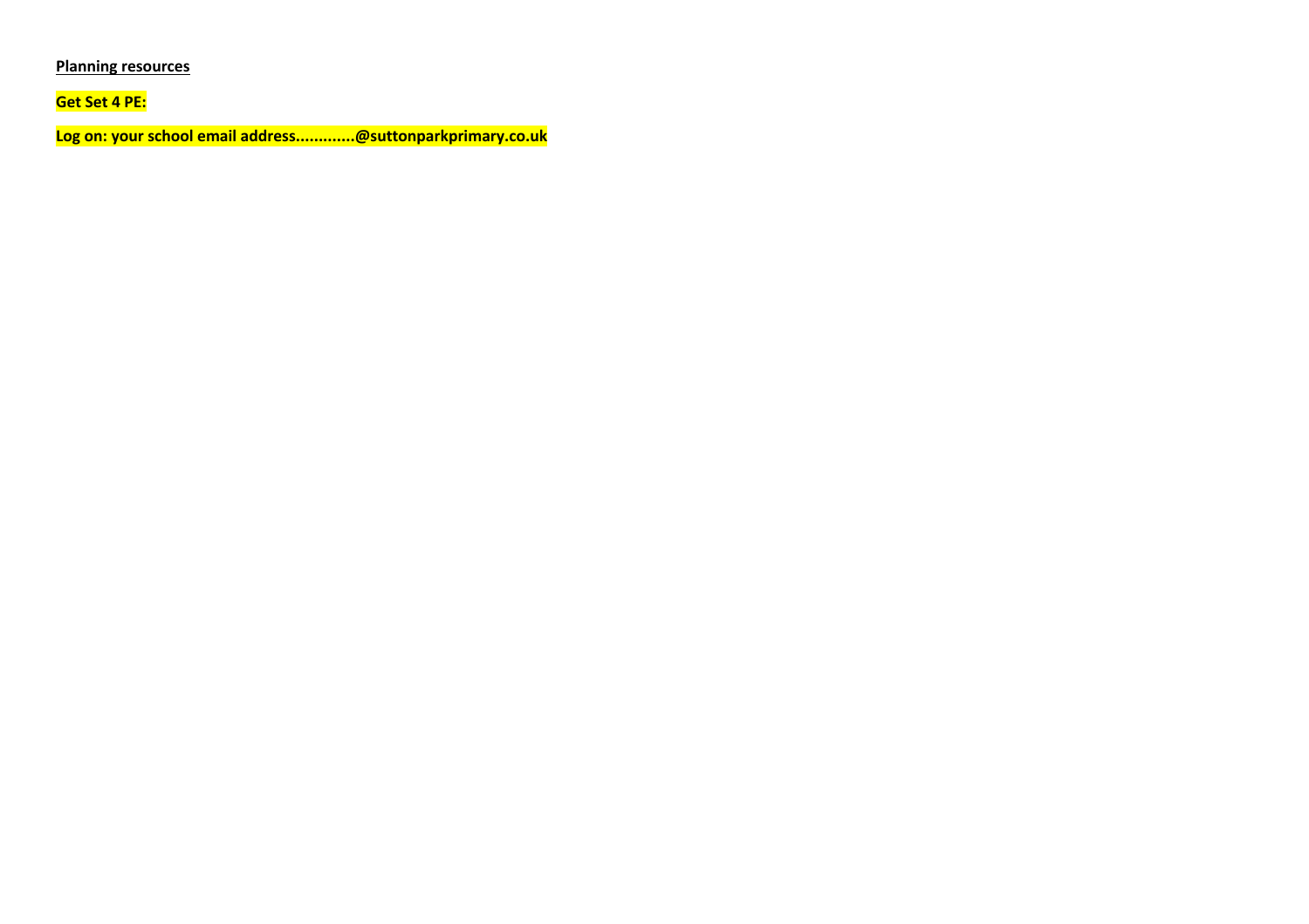**Planning resources**

**Get Set 4 PE:**

**Log on: your school email address............@suttonparkprimary.co.uk**